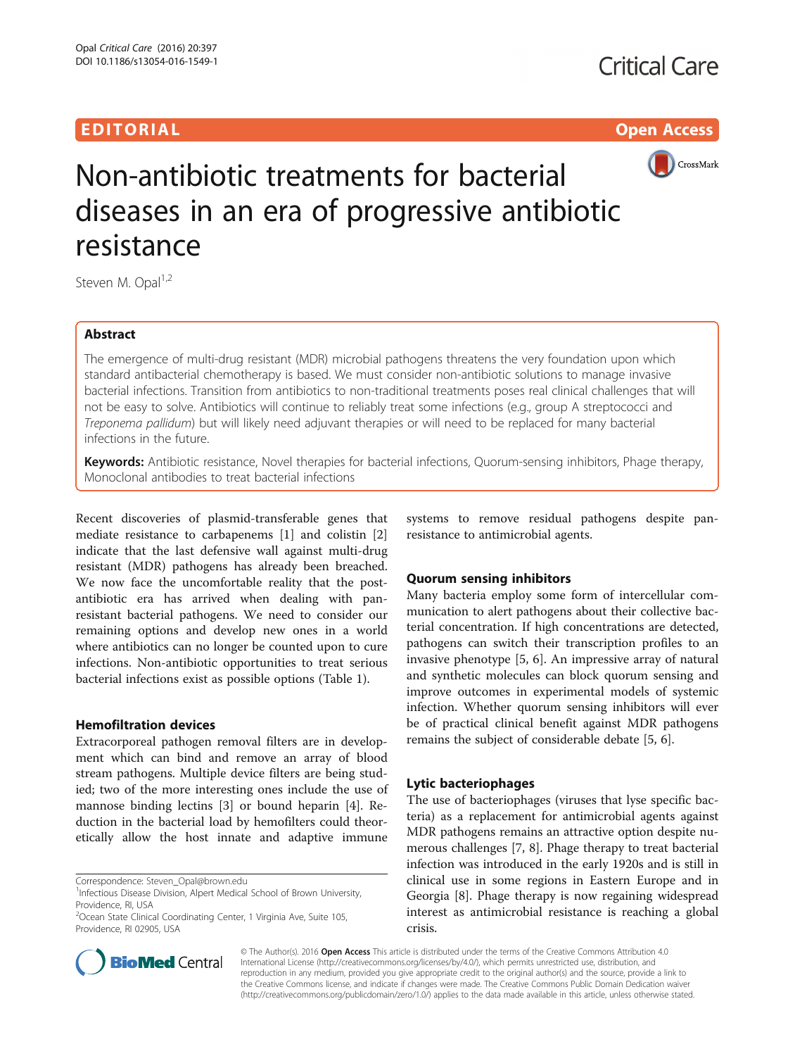EDITORIAL

# Non-antibiotic treatments for bacterial diseases in an era of progressive antibiotic resistance

Steven M. Opal[1,2]

## Abstract

The emergence of multi-drug resistant (MDR) microbial pathogens threatens the very foundation upon which standard antibacterial chemotherapy is based. We must consider non-antibiotic solutions to manage invasive bacterial infections. Transition from antibiotics to non-traditional treatments poses real clinical challenges that will not be easy to solve. Antibiotics will continue to reliably treat some infections (e.g., group A streptococci and *Treponema pallidum*) but will likely need adjuvant therapies or will need to be replaced for many bacterial infections in the future.

**Keywords:** Antibiotic resistance, Novel therapies for bacterial infections, Quorum-sensing inhibitors, Phage therapy, Monoclonal antibodies to treat bacterial infections

Recent discoveries of plasmid-transferable genes that mediate resistance to carbapenems [1] and colistin [2] indicate that the last defensive wall against multi-drug resistant (MDR) pathogens has already been breached. We now face the uncomfortable reality that the post-antibiotic era has arrived when dealing with pan-resistant bacterial pathogens. We need to consider our remaining options and develop new ones in a world where antibiotics can no longer be counted upon to cure infections. Non-antibiotic opportunities to treat serious bacterial infections exist as possible options (Table 1).

## Hemofiltration devices

Extracorporeal pathogen removal filters are in development which can bind and remove an array of blood stream pathogens. Multiple device filters are being studied; two of the more interesting ones include the use of mannose binding lectins [3] or bound heparin [4]. Reduction in the bacterial load by hemofilters could theoretically allow the host innate and adaptive immune systems to remove residual pathogens despite pan-resistance to antimicrobial agents.

## Quorum sensing inhibitors

Many bacteria employ some form of intercellular communication to alert pathogens about their collective bacterial concentration. If high concentrations are detected, pathogens can switch their transcription profiles to an invasive phenotype [5, 6]. An impressive array of natural and synthetic molecules can block quorum sensing and improve outcomes in experimental models of systemic infection. Whether quorum sensing inhibitors will ever be of practical clinical benefit against MDR pathogens remains the subject of considerable debate [5, 6].

## Lytic bacteriophages

The use of bacteriophages (viruses that lyse specific bacteria) as a replacement for antimicrobial agents against MDR pathogens remains an attractive option despite numerous challenges [7, 8]. Phage therapy to treat bacterial infection was introduced in the early 1920s and is still in clinical use in some regions in Eastern Europe and in Georgia [8]. Phage therapy is now regaining widespread interest as antimicrobial resistance is reaching a global crisis.

Correspondence: Steven_Opal@brown.edu
[1]Infectious Disease Division, Alpert Medical School of Brown University, Providence, RI, USA
[2]Ocean State Clinical Coordinating Center, 1 Virginia Ave, Suite 105, Providence, RI 02905, USA

© The Author(s). 2016 **Open Access** This article is distributed under the terms of the Creative Commons Attribution 4.0 International License (http://creativecommons.org/licenses/by/4.0/), which permits unrestricted use, distribution, and reproduction in any medium, provided you give appropriate credit to the original author(s) and the source, provide a link to the Creative Commons license, and indicate if changes were made. The Creative Commons Public Domain Dedication waiver (http://creativecommons.org/publicdomain/zero/1.0/) applies to the data made available in this article, unless otherwise stated.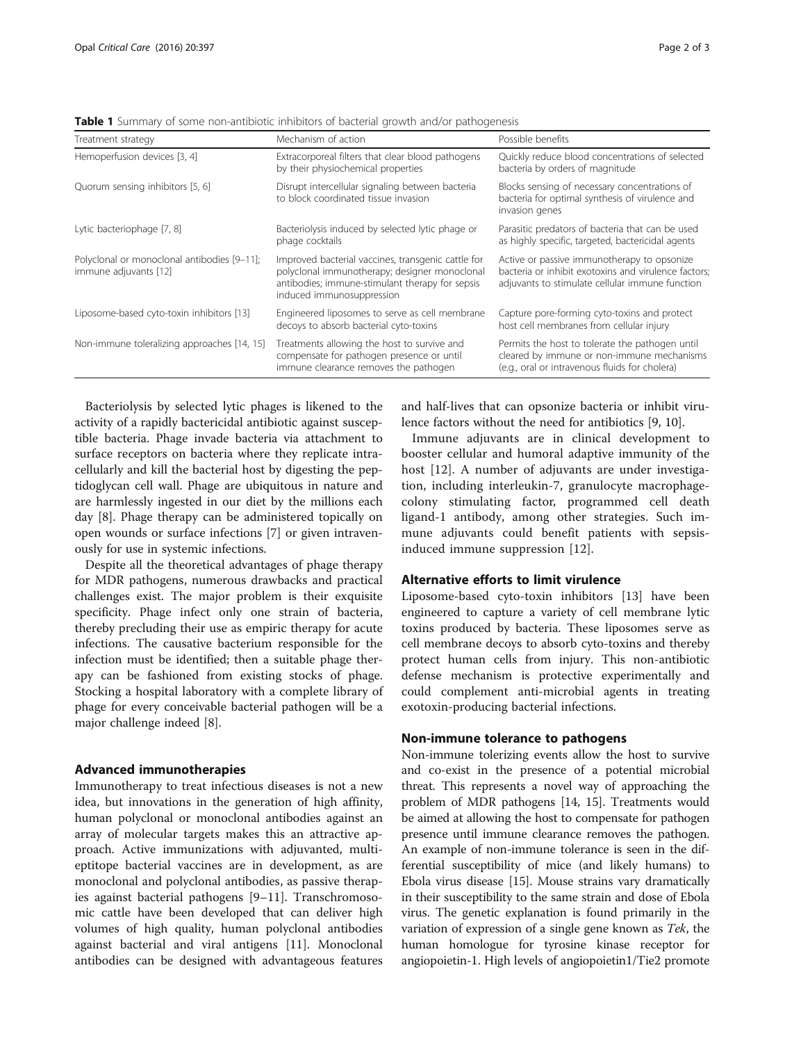**Table 1** Summary of some non-antibiotic inhibitors of bacterial growth and/or pathogenesis

| Treatment strategy | Mechanism of action | Possible benefits |
|---|---|---|
| Hemoperfusion devices [3, 4] | Extracorporeal filters that clear blood pathogens by their physiochemical properties | Quickly reduce blood concentrations of selected bacteria by orders of magnitude |
| Quorum sensing inhibitors [5, 6] | Disrupt intercellular signaling between bacteria to block coordinated tissue invasion | Blocks sensing of necessary concentrations of bacteria for optimal synthesis of virulence and invasion genes |
| Lytic bacteriophage [7, 8] | Bacteriolysis induced by selected lytic phage or phage cocktails | Parasitic predators of bacteria that can be used as highly specific, targeted, bactericidal agents |
| Polyclonal or monoclonal antibodies [9–11]; immune adjuvants [12] | Improved bacterial vaccines, transgenic cattle for polyclonal immunotherapy; designer monoclonal antibodies; immune-stimulant therapy for sepsis induced immunosuppression | Active or passive immunotherapy to opsonize bacteria or inhibit exotoxins and virulence factors; adjuvants to stimulate cellular immune function |
| Liposome-based cyto-toxin inhibitors [13] | Engineered liposomes to serve as cell membrane decoys to absorb bacterial cyto-toxins | Capture pore-forming cyto-toxins and protect host cell membranes from cellular injury |
| Non-immune toleralizing approaches [14, 15] | Treatments allowing the host to survive and compensate for pathogen presence or until immune clearance removes the pathogen | Permits the host to tolerate the pathogen until cleared by immune or non-immune mechanisms (e.g., oral or intravenous fluids for cholera) |

Bacteriolysis by selected lytic phages is likened to the activity of a rapidly bactericidal antibiotic against susceptible bacteria. Phage invade bacteria via attachment to surface receptors on bacteria where they replicate intracellularly and kill the bacterial host by digesting the peptidoglycan cell wall. Phage are ubiquitous in nature and are harmlessly ingested in our diet by the millions each day [8]. Phage therapy can be administered topically on open wounds or surface infections [7] or given intravenously for use in systemic infections.

Despite all the theoretical advantages of phage therapy for MDR pathogens, numerous drawbacks and practical challenges exist. The major problem is their exquisite specificity. Phage infect only one strain of bacteria, thereby precluding their use as empiric therapy for acute infections. The causative bacterium responsible for the infection must be identified; then a suitable phage therapy can be fashioned from existing stocks of phage. Stocking a hospital laboratory with a complete library of phage for every conceivable bacterial pathogen will be a major challenge indeed [8].

## Advanced immunotherapies

Immunotherapy to treat infectious diseases is not a new idea, but innovations in the generation of high affinity, human polyclonal or monoclonal antibodies against an array of molecular targets makes this an attractive approach. Active immunizations with adjuvanted, multi-eptitope bacterial vaccines are in development, as are monoclonal and polyclonal antibodies, as passive therapies against bacterial pathogens [9–11]. Transchromosomic cattle have been developed that can deliver high volumes of high quality, human polyclonal antibodies against bacterial and viral antigens [11]. Monoclonal antibodies can be designed with advantageous features and half-lives that can opsonize bacteria or inhibit virulence factors without the need for antibiotics [9, 10].

Immune adjuvants are in clinical development to booster cellular and humoral adaptive immunity of the host [12]. A number of adjuvants are under investigation, including interleukin-7, granulocyte macrophage-colony stimulating factor, programmed cell death ligand-1 antibody, among other strategies. Such immune adjuvants could benefit patients with sepsis-induced immune suppression [12].

## Alternative efforts to limit virulence

Liposome-based cyto-toxin inhibitors [13] have been engineered to capture a variety of cell membrane lytic toxins produced by bacteria. These liposomes serve as cell membrane decoys to absorb cyto-toxins and thereby protect human cells from injury. This non-antibiotic defense mechanism is protective experimentally and could complement anti-microbial agents in treating exotoxin-producing bacterial infections.

## Non-immune tolerance to pathogens

Non-immune tolerizing events allow the host to survive and co-exist in the presence of a potential microbial threat. This represents a novel way of approaching the problem of MDR pathogens [14, 15]. Treatments would be aimed at allowing the host to compensate for pathogen presence until immune clearance removes the pathogen. An example of non-immune tolerance is seen in the differential susceptibility of mice (and likely humans) to Ebola virus disease [15]. Mouse strains vary dramatically in their susceptibility to the same strain and dose of Ebola virus. The genetic explanation is found primarily in the variation of expression of a single gene known as *Tek*, the human homologue for tyrosine kinase receptor for angiopoietin-1. High levels of angiopoietin1/Tie2 promote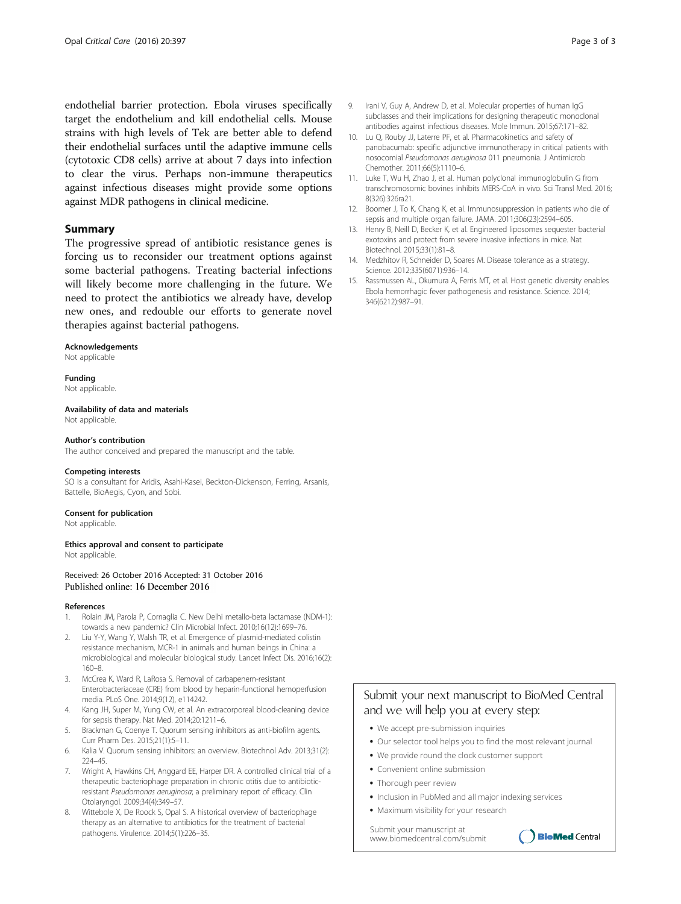endothelial barrier protection. Ebola viruses specifically target the endothelium and kill endothelial cells. Mouse strains with high levels of Tek are better able to defend their endothelial surfaces until the adaptive immune cells (cytotoxic CD8 cells) arrive at about 7 days into infection to clear the virus. Perhaps non-immune therapeutics against infectious diseases might provide some options against MDR pathogens in clinical medicine.

## Summary

The progressive spread of antibiotic resistance genes is forcing us to reconsider our treatment options against some bacterial pathogens. Treating bacterial infections will likely become more challenging in the future. We need to protect the antibiotics we already have, develop new ones, and redouble our efforts to generate novel therapies against bacterial pathogens.

#### Acknowledgements

Not applicable

#### Funding

Not applicable.

#### Availability of data and materials

Not applicable.

#### Author's contribution

The author conceived and prepared the manuscript and the table.

#### Competing interests

SO is a consultant for Aridis, Asahi-Kasei, Beckton-Dickenson, Ferring, Arsanis, Battelle, BioAegis, Cyon, and Sobi.

#### Consent for publication

Not applicable.

#### Ethics approval and consent to participate

Not applicable.

Received: 26 October 2016 Accepted: 31 October 2016
Published online: 16 December 2016

#### References

1. Rolain JM, Parola P, Cornaglia C. New Delhi metallo-beta lactamase (NDM-1): towards a new pandemic? Clin Microbial Infect. 2010;16(12):1699–76.
2. Liu Y-Y, Wang Y, Walsh TR, et al. Emergence of plasmid-mediated colistin resistance mechanism, MCR-1 in animals and human beings in China: a microbiological and molecular biological study. Lancet Infect Dis. 2016;16(2): 160–8.
3. McCrea K, Ward R, LaRosa S. Removal of carbapenem-resistant Enterobacteriaceae (CRE) from blood by heparin-functional hemoperfusion media. PLoS One. 2014;9(12), e114242.
4. Kang JH, Super M, Yung CW, et al. An extracorporeal blood-cleaning device for sepsis therapy. Nat Med. 2014;20:1211–6.
5. Brackman G, Coenye T. Quorum sensing inhibitors as anti-biofilm agents. Curr Pharm Des. 2015;21(1):5–11.
6. Kalia V. Quorum sensing inhibitors: an overview. Biotechnol Adv. 2013;31(2): 224–45.
7. Wright A, Hawkins CH, Anggard EE, Harper DR. A controlled clinical trial of a therapeutic bacteriophage preparation in chronic otitis due to antibiotic-resistant *Pseudomonas aeruginosa*; a preliminary report of efficacy. Clin Otolaryngol. 2009;34(4):349–57.
8. Wittebole X, De Roock S, Opal S. A historical overview of bacteriophage therapy as an alternative to antibiotics for the treatment of bacterial pathogens. Virulence. 2014;5(1):226–35.
9. Irani V, Guy A, Andrew D, et al. Molecular properties of human IgG subclasses and their implications for designing therapeutic monoclonal antibodies against infectious diseases. Mole Immun. 2015;67:171–82.
10. Lu Q, Rouby JJ, Laterre PF, et al. Pharmacokinetics and safety of panobacumab: specific adjunctive immunotherapy in critical patients with nosocomial *Pseudomonas aeruginosa* 011 pneumonia. J Antimicrob Chemother. 2011;66(5):1110–6.
11. Luke T, Wu H, Zhao J, et al. Human polyclonal immunoglobulin G from transchromosomic bovines inhibits MERS-CoA in vivo. Sci Transl Med. 2016; 8(326):326ra21.
12. Boomer J, To K, Chang K, et al. Immunosuppression in patients who die of sepsis and multiple organ failure. JAMA. 2011;306(23):2594–605.
13. Henry B, Neill D, Becker K, et al. Engineered liposomes sequester bacterial exotoxins and protect from severe invasive infections in mice. Nat Biotechnol. 2015;33(1):81–8.
14. Medzhitov R, Schneider D, Soares M. Disease tolerance as a strategy. Science. 2012;335(6071):936–14.
15. Rassmussen AL, Okumura A, Ferris MT, et al. Host genetic diversity enables Ebola hemorrhagic fever pathogenesis and resistance. Science. 2014; 346(6212):987–91.

Submit your next manuscript to BioMed Central and we will help you at every step:

- We accept pre-submission inquiries
- Our selector tool helps you to find the most relevant journal
- We provide round the clock customer support
- Convenient online submission
- Thorough peer review
- Inclusion in PubMed and all major indexing services
- Maximum visibility for your research

Submit your manuscript at
www.biomedcentral.com/submit

BioMed Central